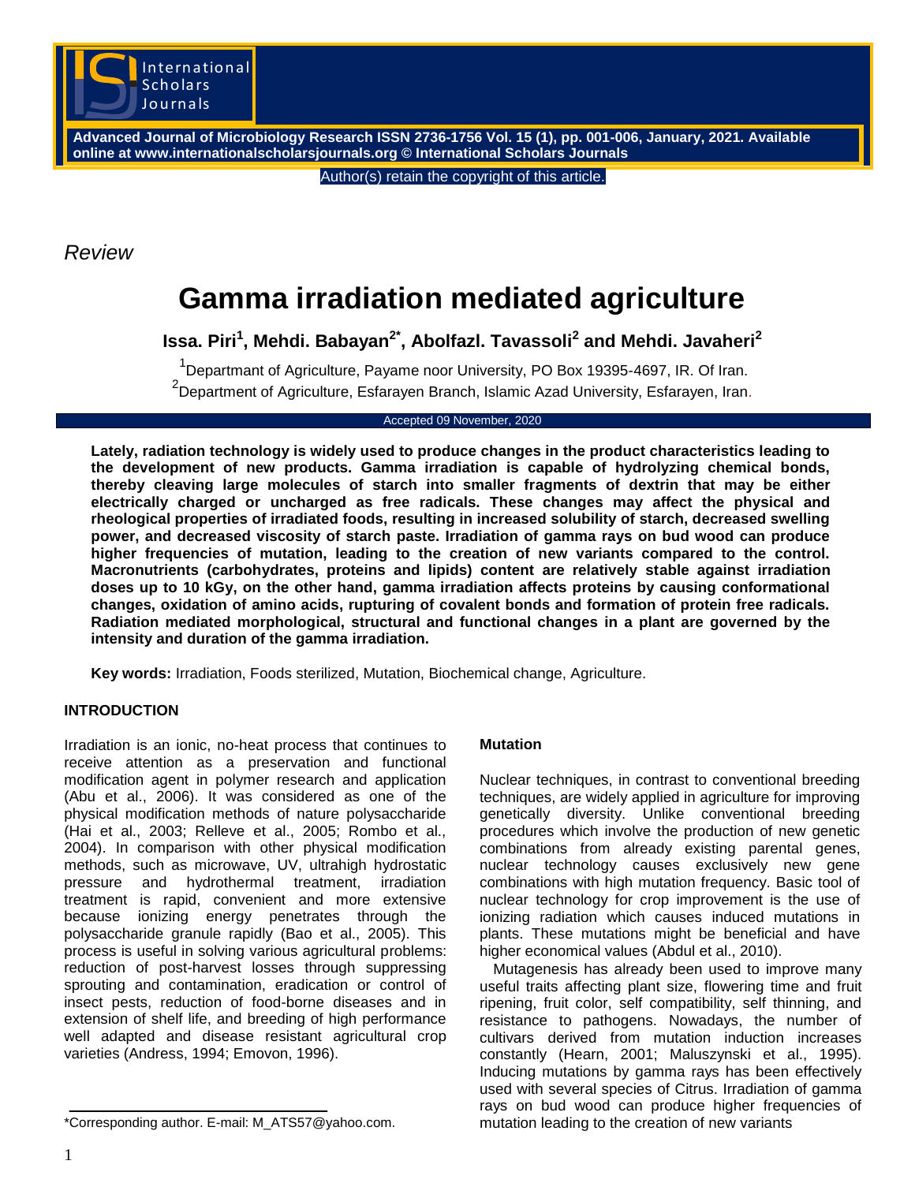*Review*

# Gamma irradiation mediated agriculture

**Issa. Piri[1], Mehdi. Babayan[2*], Abolfazl. Tavassoli[2] and Mehdi. Javaheri[2]**

[1]Departmant of Agriculture, Payame noor University, PO Box 19395-4697, IR. Of Iran.
[2]Department of Agriculture, Esfarayen Branch, Islamic Azad University, Esfarayen, Iran.

Accepted 09 November, 2020

**Lately, radiation technology is widely used to produce changes in the product characteristics leading to the development of new products. Gamma irradiation is capable of hydrolyzing chemical bonds, thereby cleaving large molecules of starch into smaller fragments of dextrin that may be either electrically charged or uncharged as free radicals. These changes may affect the physical and rheological properties of irradiated foods, resulting in increased solubility of starch, decreased swelling power, and decreased viscosity of starch paste. Irradiation of gamma rays on bud wood can produce higher frequencies of mutation, leading to the creation of new variants compared to the control. Macronutrients (carbohydrates, proteins and lipids) content are relatively stable against irradiation doses up to 10 kGy, on the other hand, gamma irradiation affects proteins by causing conformational changes, oxidation of amino acids, rupturing of covalent bonds and formation of protein free radicals. Radiation mediated morphological, structural and functional changes in a plant are governed by the intensity and duration of the gamma irradiation.**

**Key words:** Irradiation, Foods sterilized, Mutation, Biochemical change, Agriculture.

## INTRODUCTION

Irradiation is an ionic, no-heat process that continues to receive attention as a preservation and functional modification agent in polymer research and application (Abu et al., 2006). It was considered as one of the physical modification methods of nature polysaccharide (Hai et al., 2003; Relleve et al., 2005; Rombo et al., 2004). In comparison with other physical modification methods, such as microwave, UV, ultrahigh hydrostatic pressure and hydrothermal treatment, irradiation treatment is rapid, convenient and more extensive because ionizing energy penetrates through the polysaccharide granule rapidly (Bao et al., 2005). This process is useful in solving various agricultural problems: reduction of post-harvest losses through suppressing sprouting and contamination, eradication or control of insect pests, reduction of food-borne diseases and in extension of shelf life, and breeding of high performance well adapted and disease resistant agricultural crop varieties (Andress, 1994; Emovon, 1996).

### Mutation

Nuclear techniques, in contrast to conventional breeding techniques, are widely applied in agriculture for improving genetically diversity. Unlike conventional breeding procedures which involve the production of new genetic combinations from already existing parental genes, nuclear technology causes exclusively new gene combinations with high mutation frequency. Basic tool of nuclear technology for crop improvement is the use of ionizing radiation which causes induced mutations in plants. These mutations might be beneficial and have higher economical values (Abdul et al., 2010).

Mutagenesis has already been used to improve many useful traits affecting plant size, flowering time and fruit ripening, fruit color, self compatibility, self thinning, and resistance to pathogens. Nowadays, the number of cultivars derived from mutation induction increases constantly (Hearn, 2001; Maluszynski et al., 1995). Inducing mutations by gamma rays has been effectively used with several species of Citrus. Irradiation of gamma rays on bud wood can produce higher frequencies of mutation leading to the creation of new variants

*Corresponding author. E-mail: M_ATS57@yahoo.com.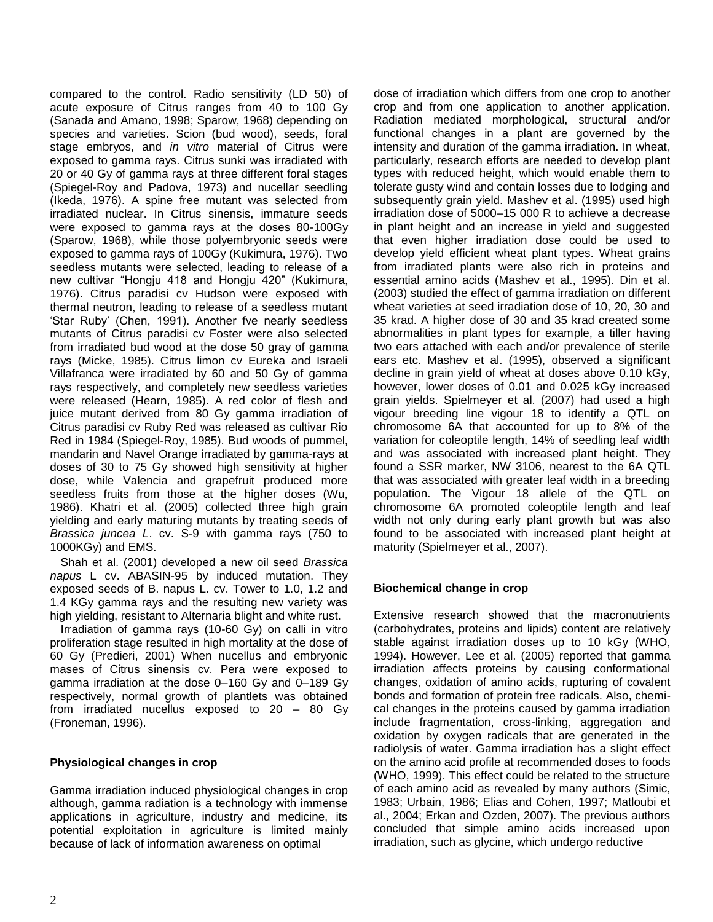compared to the control. Radio sensitivity (LD 50) of acute exposure of Citrus ranges from 40 to 100 Gy (Sanada and Amano, 1998; Sparow, 1968) depending on species and varieties. Scion (bud wood), seeds, foral stage embryos, and *in vitro* material of Citrus were exposed to gamma rays. Citrus sunki was irradiated with 20 or 40 Gy of gamma rays at three different foral stages (Spiegel-Roy and Padova, 1973) and nucellar seedling (Ikeda, 1976). A spine free mutant was selected from irradiated nuclear. In Citrus sinensis, immature seeds were exposed to gamma rays at the doses 80-100Gy (Sparow, 1968), while those polyembryonic seeds were exposed to gamma rays of 100Gy (Kukimura, 1976). Two seedless mutants were selected, leading to release of a new cultivar "Hongju 418 and Hongju 420" (Kukimura, 1976). Citrus paradisi cv Hudson were exposed with thermal neutron, leading to release of a seedless mutant 'Star Ruby' (Chen, 1991). Another fve nearly seedless mutants of Citrus paradisi cv Foster were also selected from irradiated bud wood at the dose 50 gray of gamma rays (Micke, 1985). Citrus limon cv Eureka and Israeli Villafranca were irradiated by 60 and 50 Gy of gamma rays respectively, and completely new seedless varieties were released (Hearn, 1985). A red color of flesh and juice mutant derived from 80 Gy gamma irradiation of Citrus paradisi cv Ruby Red was released as cultivar Rio Red in 1984 (Spiegel-Roy, 1985). Bud woods of pummel, mandarin and Navel Orange irradiated by gamma-rays at doses of 30 to 75 Gy showed high sensitivity at higher dose, while Valencia and grapefruit produced more seedless fruits from those at the higher doses (Wu, 1986). Khatri et al. (2005) collected three high grain yielding and early maturing mutants by treating seeds of *Brassica juncea L*. cv. S-9 with gamma rays (750 to 1000KGy) and EMS.

Shah et al. (2001) developed a new oil seed *Brassica napus* L cv. ABASIN-95 by induced mutation. They exposed seeds of B. napus L. cv. Tower to 1.0, 1.2 and 1.4 KGy gamma rays and the resulting new variety was high yielding, resistant to Alternaria blight and white rust.

Irradiation of gamma rays (10-60 Gy) on calli in vitro proliferation stage resulted in high mortality at the dose of 60 Gy (Predieri, 2001) When nucellus and embryonic mases of Citrus sinensis cv. Pera were exposed to gamma irradiation at the dose 0–160 Gy and 0–189 Gy respectively, normal growth of plantlets was obtained from irradiated nucellus exposed to 20 – 80 Gy (Froneman, 1996).

**Physiological changes in crop**

Gamma irradiation induced physiological changes in crop although, gamma radiation is a technology with immense applications in agriculture, industry and medicine, its potential exploitation in agriculture is limited mainly because of lack of information awareness on optimal dose of irradiation which differs from one crop to another crop and from one application to another application. Radiation mediated morphological, structural and/or functional changes in a plant are governed by the intensity and duration of the gamma irradiation. In wheat, particularly, research efforts are needed to develop plant types with reduced height, which would enable them to tolerate gusty wind and contain losses due to lodging and subsequently grain yield. Mashev et al. (1995) used high irradiation dose of 5000–15 000 R to achieve a decrease in plant height and an increase in yield and suggested that even higher irradiation dose could be used to develop yield efficient wheat plant types. Wheat grains from irradiated plants were also rich in proteins and essential amino acids (Mashev et al., 1995). Din et al. (2003) studied the effect of gamma irradiation on different wheat varieties at seed irradiation dose of 10, 20, 30 and 35 krad. A higher dose of 30 and 35 krad created some abnormalities in plant types for example, a tiller having two ears attached with each and/or prevalence of sterile ears etc. Mashev et al. (1995), observed a significant decline in grain yield of wheat at doses above 0.10 kGy, however, lower doses of 0.01 and 0.025 kGy increased grain yields. Spielmeyer et al. (2007) had used a high vigour breeding line vigour 18 to identify a QTL on chromosome 6A that accounted for up to 8% of the variation for coleoptile length, 14% of seedling leaf width and was associated with increased plant height. They found a SSR marker, NW 3106, nearest to the 6A QTL that was associated with greater leaf width in a breeding population. The Vigour 18 allele of the QTL on chromosome 6A promoted coleoptile length and leaf width not only during early plant growth but was also found to be associated with increased plant height at maturity (Spielmeyer et al., 2007).

**Biochemical change in crop**

Extensive research showed that the macronutrients (carbohydrates, proteins and lipids) content are relatively stable against irradiation doses up to 10 kGy (WHO, 1994). However, Lee et al. (2005) reported that gamma irradiation affects proteins by causing conformational changes, oxidation of amino acids, rupturing of covalent bonds and formation of protein free radicals. Also, chemical changes in the proteins caused by gamma irradiation include fragmentation, cross-linking, aggregation and oxidation by oxygen radicals that are generated in the radiolysis of water. Gamma irradiation has a slight effect on the amino acid profile at recommended doses to foods (WHO, 1999). This effect could be related to the structure of each amino acid as revealed by many authors (Simic, 1983; Urbain, 1986; Elias and Cohen, 1997; Matloubi et al., 2004; Erkan and Ozden, 2007). The previous authors concluded that simple amino acids increased upon irradiation, such as glycine, which undergo reductive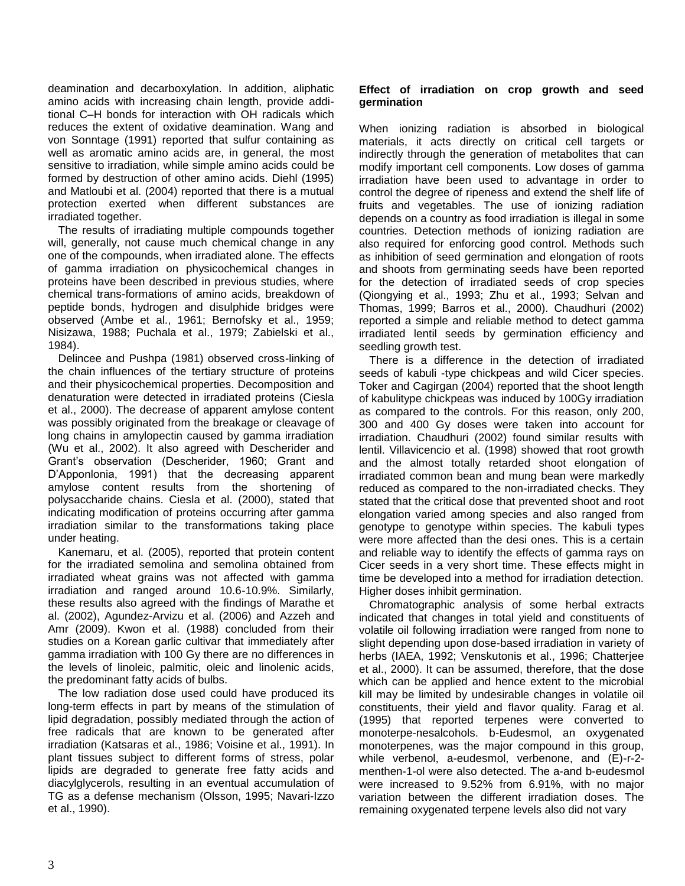deamination and decarboxylation. In addition, aliphatic amino acids with increasing chain length, provide additional C–H bonds for interaction with OH radicals which reduces the extent of oxidative deamination. Wang and von Sonntage (1991) reported that sulfur containing as well as aromatic amino acids are, in general, the most sensitive to irradiation, while simple amino acids could be formed by destruction of other amino acids. Diehl (1995) and Matloubi et al. (2004) reported that there is a mutual protection exerted when different substances are irradiated together.

The results of irradiating multiple compounds together will, generally, not cause much chemical change in any one of the compounds, when irradiated alone. The effects of gamma irradiation on physicochemical changes in proteins have been described in previous studies, where chemical trans-formations of amino acids, breakdown of peptide bonds, hydrogen and disulphide bridges were observed (Ambe et al., 1961; Bernofsky et al., 1959; Nisizawa, 1988; Puchala et al., 1979; Zabielski et al., 1984).

Delincee and Pushpa (1981) observed cross-linking of the chain influences of the tertiary structure of proteins and their physicochemical properties. Decomposition and denaturation were detected in irradiated proteins (Ciesla et al., 2000). The decrease of apparent amylose content was possibly originated from the breakage or cleavage of long chains in amylopectin caused by gamma irradiation (Wu et al., 2002). It also agreed with Descherider and Grant's observation (Descherider, 1960; Grant and D'Apponlonia, 1991) that the decreasing apparent amylose content results from the shortening of polysaccharide chains. Ciesla et al. (2000), stated that indicating modification of proteins occurring after gamma irradiation similar to the transformations taking place under heating.

Kanemaru, et al. (2005), reported that protein content for the irradiated semolina and semolina obtained from irradiated wheat grains was not affected with gamma irradiation and ranged around 10.6-10.9%. Similarly, these results also agreed with the findings of Marathe et al. (2002), Agundez-Arvizu et al. (2006) and Azzeh and Amr (2009). Kwon et al. (1988) concluded from their studies on a Korean garlic cultivar that immediately after gamma irradiation with 100 Gy there are no differences in the levels of linoleic, palmitic, oleic and linolenic acids, the predominant fatty acids of bulbs.

The low radiation dose used could have produced its long-term effects in part by means of the stimulation of lipid degradation, possibly mediated through the action of free radicals that are known to be generated after irradiation (Katsaras et al., 1986; Voisine et al., 1991). In plant tissues subject to different forms of stress, polar lipids are degraded to generate free fatty acids and diacylglycerols, resulting in an eventual accumulation of TG as a defense mechanism (Olsson, 1995; Navari-Izzo et al., 1990).

**Effect of irradiation on crop growth and seed germination**

When ionizing radiation is absorbed in biological materials, it acts directly on critical cell targets or indirectly through the generation of metabolites that can modify important cell components. Low doses of gamma irradiation have been used to advantage in order to control the degree of ripeness and extend the shelf life of fruits and vegetables. The use of ionizing radiation depends on a country as food irradiation is illegal in some countries. Detection methods of ionizing radiation are also required for enforcing good control. Methods such as inhibition of seed germination and elongation of roots and shoots from germinating seeds have been reported for the detection of irradiated seeds of crop species (Qiongying et al., 1993; Zhu et al., 1993; Selvan and Thomas, 1999; Barros et al., 2000). Chaudhuri (2002) reported a simple and reliable method to detect gamma irradiated lentil seeds by germination efficiency and seedling growth test.

There is a difference in the detection of irradiated seeds of kabuli -type chickpeas and wild Cicer species. Toker and Cagirgan (2004) reported that the shoot length of kabulitype chickpeas was induced by 100Gy irradiation as compared to the controls. For this reason, only 200, 300 and 400 Gy doses were taken into account for irradiation. Chaudhuri (2002) found similar results with lentil. Villavicencio et al. (1998) showed that root growth and the almost totally retarded shoot elongation of irradiated common bean and mung bean were markedly reduced as compared to the non-irradiated checks. They stated that the critical dose that prevented shoot and root elongation varied among species and also ranged from genotype to genotype within species. The kabuli types were more affected than the desi ones. This is a certain and reliable way to identify the effects of gamma rays on Cicer seeds in a very short time. These effects might in time be developed into a method for irradiation detection. Higher doses inhibit germination.

Chromatographic analysis of some herbal extracts indicated that changes in total yield and constituents of volatile oil following irradiation were ranged from none to slight depending upon dose-based irradiation in variety of herbs (IAEA, 1992; Venskutonis et al., 1996; Chatterjee et al., 2000). It can be assumed, therefore, that the dose which can be applied and hence extent to the microbial kill may be limited by undesirable changes in volatile oil constituents, their yield and flavor quality. Farag et al. (1995) that reported terpenes were converted to monoterpe-nesalcohols. b-Eudesmol, an oxygenated monoterpenes, was the major compound in this group, while verbenol, a-eudesmol, verbenone, and (E)-r-2-menthen-1-ol were also detected. The a-and b-eudesmol were increased to 9.52% from 6.91%, with no major variation between the different irradiation doses. The remaining oxygenated terpene levels also did not vary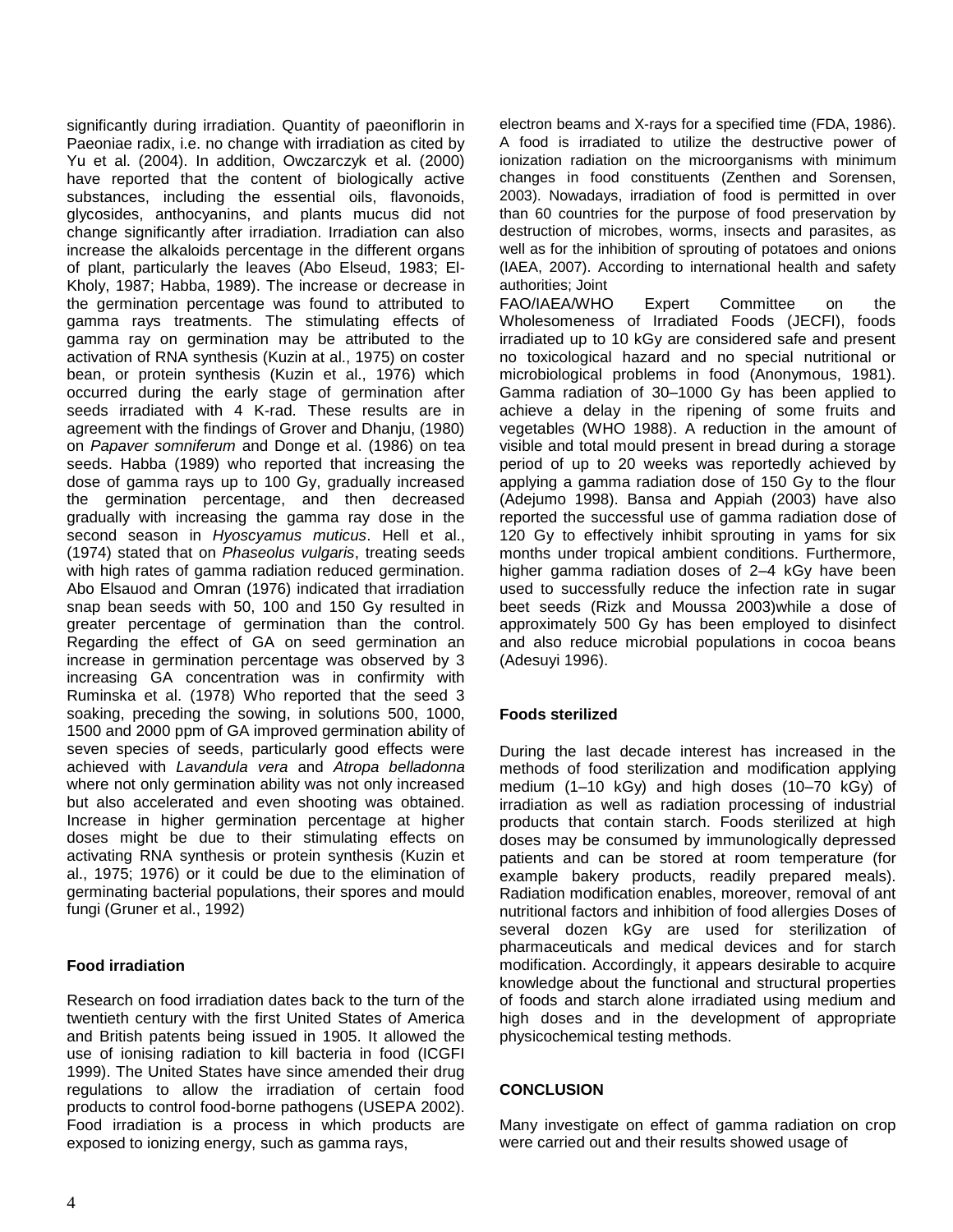significantly during irradiation. Quantity of paeoniflorin in Paeoniae radix, i.e. no change with irradiation as cited by Yu et al. (2004). In addition, Owczarczyk et al. (2000) have reported that the content of biologically active substances, including the essential oils, flavonoids, glycosides, anthocyanins, and plants mucus did not change significantly after irradiation. Irradiation can also increase the alkaloids percentage in the different organs of plant, particularly the leaves (Abo Elseud, 1983; El-Kholy, 1987; Habba, 1989). The increase or decrease in the germination percentage was found to attributed to gamma rays treatments. The stimulating effects of gamma ray on germination may be attributed to the activation of RNA synthesis (Kuzin at al., 1975) on coster bean, or protein synthesis (Kuzin et al., 1976) which occurred during the early stage of germination after seeds irradiated with 4 K-rad. These results are in agreement with the findings of Grover and Dhanju, (1980) on *Papaver somniferum* and Donge et al. (1986) on tea seeds. Habba (1989) who reported that increasing the dose of gamma rays up to 100 Gy, gradually increased the germination percentage, and then decreased gradually with increasing the gamma ray dose in the second season in *Hyoscyamus muticus*. Hell et al., (1974) stated that on *Phaseolus vulgaris*, treating seeds with high rates of gamma radiation reduced germination. Abo Elsauod and Omran (1976) indicated that irradiation snap bean seeds with 50, 100 and 150 Gy resulted in greater percentage of germination than the control. Regarding the effect of GA on seed germination an increase in germination percentage was observed by 3 increasing GA concentration was in confirmity with Ruminska et al. (1978) Who reported that the seed 3 soaking, preceding the sowing, in solutions 500, 1000, 1500 and 2000 ppm of GA improved germination ability of seven species of seeds, particularly good effects were achieved with *Lavandula vera* and *Atropa belladonna* where not only germination ability was not only increased but also accelerated and even shooting was obtained. Increase in higher germination percentage at higher doses might be due to their stimulating effects on activating RNA synthesis or protein synthesis (Kuzin et al., 1975; 1976) or it could be due to the elimination of germinating bacterial populations, their spores and mould fungi (Gruner et al., 1992)

**Food irradiation**

Research on food irradiation dates back to the turn of the twentieth century with the first United States of America and British patents being issued in 1905. It allowed the use of ionising radiation to kill bacteria in food (ICGFI 1999). The United States have since amended their drug regulations to allow the irradiation of certain food products to control food-borne pathogens (USEPA 2002). Food irradiation is a process in which products are exposed to ionizing energy, such as gamma rays, electron beams and X-rays for a specified time (FDA, 1986). A food is irradiated to utilize the destructive power of ionization radiation on the microorganisms with minimum changes in food constituents (Zenthen and Sorensen, 2003). Nowadays, irradiation of food is permitted in over than 60 countries for the purpose of food preservation by destruction of microbes, worms, insects and parasites, as well as for the inhibition of sprouting of potatoes and onions (IAEA, 2007). According to international health and safety authorities; Joint

FAO/IAEA/WHO Expert Committee on the Wholesomeness of Irradiated Foods (JECFI), foods irradiated up to 10 kGy are considered safe and present no toxicological hazard and no special nutritional or microbiological problems in food (Anonymous, 1981). Gamma radiation of 30–1000 Gy has been applied to achieve a delay in the ripening of some fruits and vegetables (WHO 1988). A reduction in the amount of visible and total mould present in bread during a storage period of up to 20 weeks was reportedly achieved by applying a gamma radiation dose of 150 Gy to the flour (Adejumo 1998). Bansa and Appiah (2003) have also reported the successful use of gamma radiation dose of 120 Gy to effectively inhibit sprouting in yams for six months under tropical ambient conditions. Furthermore, higher gamma radiation doses of 2–4 kGy have been used to successfully reduce the infection rate in sugar beet seeds (Rizk and Moussa 2003)while a dose of approximately 500 Gy has been employed to disinfect and also reduce microbial populations in cocoa beans (Adesuyi 1996).

**Foods sterilized**

During the last decade interest has increased in the methods of food sterilization and modification applying medium (1–10 kGy) and high doses (10–70 kGy) of irradiation as well as radiation processing of industrial products that contain starch. Foods sterilized at high doses may be consumed by immunologically depressed patients and can be stored at room temperature (for example bakery products, readily prepared meals). Radiation modification enables, moreover, removal of ant nutritional factors and inhibition of food allergies Doses of several dozen kGy are used for sterilization of pharmaceuticals and medical devices and for starch modification. Accordingly, it appears desirable to acquire knowledge about the functional and structural properties of foods and starch alone irradiated using medium and high doses and in the development of appropriate physicochemical testing methods.

**CONCLUSION**

Many investigate on effect of gamma radiation on crop were carried out and their results showed usage of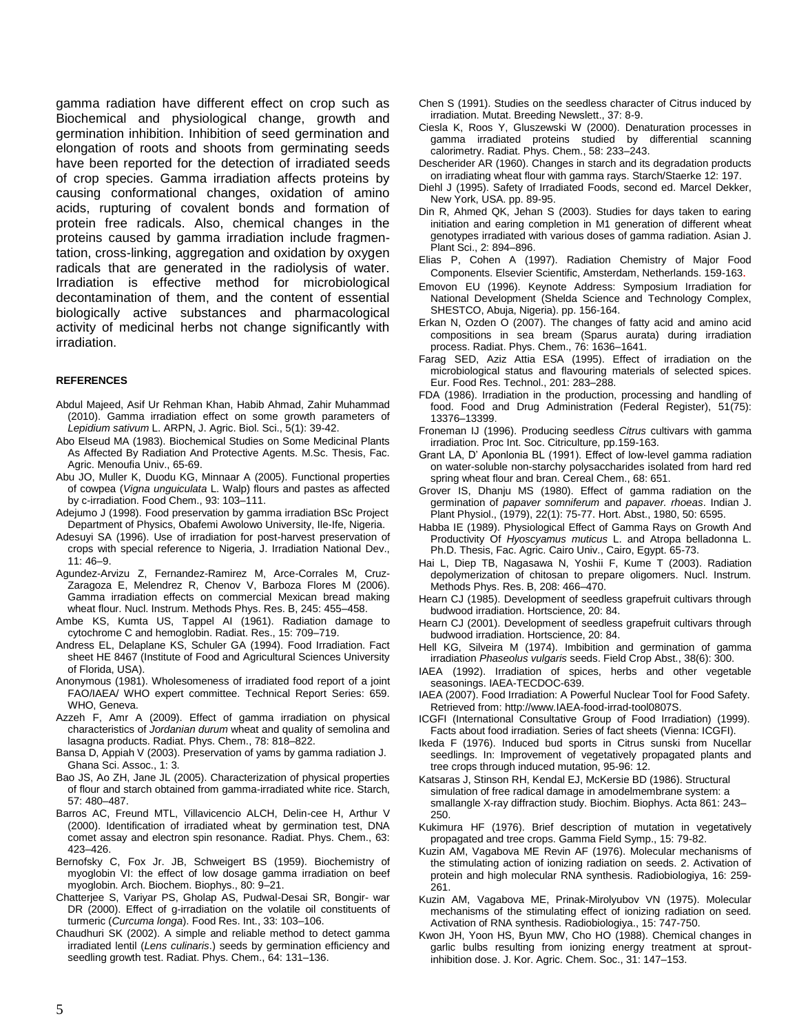gamma radiation have different effect on crop such as Biochemical and physiological change, growth and germination inhibition. Inhibition of seed germination and elongation of roots and shoots from germinating seeds have been reported for the detection of irradiated seeds of crop species. Gamma irradiation affects proteins by causing conformational changes, oxidation of amino acids, rupturing of covalent bonds and formation of protein free radicals. Also, chemical changes in the proteins caused by gamma irradiation include fragmentation, cross-linking, aggregation and oxidation by oxygen radicals that are generated in the radiolysis of water. Irradiation is effective method for microbiological decontamination of them, and the content of essential biologically active substances and pharmacological activity of medicinal herbs not change significantly with irradiation.

## REFERENCES

Abdul Majeed, Asif Ur Rehman Khan, Habib Ahmad, Zahir Muhammad (2010). Gamma irradiation effect on some growth parameters of *Lepidium sativum* L. ARPN, J. Agric. Biol. Sci., 5(1): 39-42.

Abo Elseud MA (1983). Biochemical Studies on Some Medicinal Plants As Affected By Radiation And Protective Agents. M.Sc. Thesis, Fac. Agric. Menoufia Univ., 65-69.

Abu JO, Muller K, Duodu KG, Minnaar A (2005). Functional properties of cowpea (*Vigna unguiculata* L. Walp) flours and pastes as affected by c-irradiation. Food Chem., 93: 103–111.

Adejumo J (1998). Food preservation by gamma irradiation BSc Project Department of Physics, Obafemi Awolowo University, Ile-Ife, Nigeria.

Adesuyi SA (1996). Use of irradiation for post-harvest preservation of crops with special reference to Nigeria, J. Irradiation National Dev., 11: 46–9.

Agundez-Arvizu Z, Fernandez-Ramirez M, Arce-Corrales M, Cruz-Zaragoza E, Melendrez R, Chenov V, Barboza Flores M (2006). Gamma irradiation effects on commercial Mexican bread making wheat flour. Nucl. Instrum. Methods Phys. Res. B, 245: 455–458.

Ambe KS, Kumta US, Tappel Al (1961). Radiation damage to cytochrome C and hemoglobin. Radiat. Res., 15: 709–719.

Andress EL, Delaplane KS, Schuler GA (1994). Food Irradiation. Fact sheet HE 8467 (Institute of Food and Agricultural Sciences University of Florida, USA).

Anonymous (1981). Wholesomeness of irradiated food report of a joint FAO/IAEA/ WHO expert committee. Technical Report Series: 659. WHO, Geneva.

Azzeh F, Amr A (2009). Effect of gamma irradiation on physical characteristics of *Jordanian durum* wheat and quality of semolina and lasagna products. Radiat. Phys. Chem., 78: 818–822.

Bansa D, Appiah V (2003). Preservation of yams by gamma radiation J. Ghana Sci. Assoc., 1: 3.

Bao JS, Ao ZH, Jane JL (2005). Characterization of physical properties of flour and starch obtained from gamma-irradiated white rice. Starch, 57: 480–487.

Barros AC, Freund MTL, Villavicencio ALCH, Delin-cee H, Arthur V (2000). Identification of irradiated wheat by germination test, DNA comet assay and electron spin resonance. Radiat. Phys. Chem., 63: 423–426.

Bernofsky C, Fox Jr. JB, Schweigert BS (1959). Biochemistry of myoglobin VI: the effect of low dosage gamma irradiation on beef myoglobin. Arch. Biochem. Biophys., 80: 9–21.

Chatterjee S, Variyar PS, Gholap AS, Pudwal-Desai SR, Bongir- war DR (2000). Effect of g-irradiation on the volatile oil constituents of turmeric (*Curcuma longa*). Food Res. Int., 33: 103–106.

Chaudhuri SK (2002). A simple and reliable method to detect gamma irradiated lentil (*Lens culinaris*.) seeds by germination efficiency and seedling growth test. Radiat. Phys. Chem., 64: 131–136.

Chen S (1991). Studies on the seedless character of Citrus induced by irradiation. Mutat. Breeding Newslett., 37: 8-9.

Ciesla K, Roos Y, Gluszewski W (2000). Denaturation processes in gamma irradiated proteins studied by differential scanning calorimetry. Radiat. Phys. Chem., 58: 233–243.

Descherider AR (1960). Changes in starch and its degradation products on irradiating wheat flour with gamma rays. Starch/Staerke 12: 197.

Diehl J (1995). Safety of Irradiated Foods, second ed. Marcel Dekker, New York, USA. pp. 89-95.

Din R, Ahmed QK, Jehan S (2003). Studies for days taken to earing initiation and earing completion in M1 generation of different wheat genotypes irradiated with various doses of gamma radiation. Asian J. Plant Sci., 2: 894–896.

Elias P, Cohen A (1997). Radiation Chemistry of Major Food Components. Elsevier Scientific, Amsterdam, Netherlands. 159-163.

Emovon EU (1996). Keynote Address: Symposium Irradiation for National Development (Shelda Science and Technology Complex, SHESTCO, Abuja, Nigeria). pp. 156-164.

Erkan N, Ozden O (2007). The changes of fatty acid and amino acid compositions in sea bream (Sparus aurata) during irradiation process. Radiat. Phys. Chem., 76: 1636–1641.

Farag SED, Aziz Attia ESA (1995). Effect of irradiation on the microbiological status and flavouring materials of selected spices. Eur. Food Res. Technol., 201: 283–288.

FDA (1986). Irradiation in the production, processing and handling of food. Food and Drug Administration (Federal Register), 51(75): 13376–13399.

Froneman IJ (1996). Producing seedless *Citrus* cultivars with gamma irradiation. Proc Int. Soc. Citriculture, pp.159-163.

Grant LA, D' Aponlonia BL (1991). Effect of low-level gamma radiation on water-soluble non-starchy polysaccharides isolated from hard red spring wheat flour and bran. Cereal Chem., 68: 651.

Grover IS, Dhanju MS (1980). Effect of gamma radiation on the germination of *papaver somniferum* and *papaver. rhoeas*. Indian J. Plant Physiol., (1979), 22(1): 75-77. Hort. Abst., 1980, 50: 6595.

Habba IE (1989). Physiological Effect of Gamma Rays on Growth And Productivity Of *Hyoscyamus muticus* L. and Atropa belladonna L. Ph.D. Thesis, Fac. Agric. Cairo Univ., Cairo, Egypt. 65-73.

Hai L, Diep TB, Nagasawa N, Yoshii F, Kume T (2003). Radiation depolymerization of chitosan to prepare oligomers. Nucl. Instrum. Methods Phys. Res. B, 208: 466–470.

Hearn CJ (1985). Development of seedless grapefruit cultivars through budwood irradiation. Hortscience, 20: 84.

Hearn CJ (2001). Development of seedless grapefruit cultivars through budwood irradiation. Hortscience, 20: 84.

Hell KG, Silveira M (1974). Imbibition and germination of gamma irradiation *Phaseolus vulgaris* seeds. Field Crop Abst., 38(6): 300.

IAEA (1992). Irradiation of spices, herbs and other vegetable seasonings. IAEA-TECDOC-639.

IAEA (2007). Food Irradiation: A Powerful Nuclear Tool for Food Safety. Retrieved from: http://www.IAEA-food-irrad-tool0807S.

ICGFI (International Consultative Group of Food Irradiation) (1999). Facts about food irradiation. Series of fact sheets (Vienna: ICGFI).

Ikeda F (1976). Induced bud sports in Citrus sunski from Nucellar seedlings. In: Improvement of vegetatively propagated plants and tree crops through induced mutation, 95-96: 12.

Katsaras J, Stinson RH, Kendal EJ, McKersie BD (1986). Structural simulation of free radical damage in amodelmembrane system: a smallangle X-ray diffraction study. Biochim. Biophys. Acta 861: 243–250.

Kukimura HF (1976). Brief description of mutation in vegetatively propagated and tree crops. Gamma Field Symp., 15: 79-82.

Kuzin AM, Vagabova ME Revin AF (1976). Molecular mechanisms of the stimulating action of ionizing radiation on seeds. 2. Activation of protein and high molecular RNA synthesis. Radiobiologiya, 16: 259-261.

Kuzin AM, Vagabova ME, Prinak-Mirolyubov VN (1975). Molecular mechanisms of the stimulating effect of ionizing radiation on seed. Activation of RNA synthesis. Radiobiologiya., 15: 747-750.

Kwon JH, Yoon HS, Byun MW, Cho HO (1988). Chemical changes in garlic bulbs resulting from ionizing energy treatment at sprout-inhibition dose. J. Kor. Agric. Chem. Soc., 31: 147–153.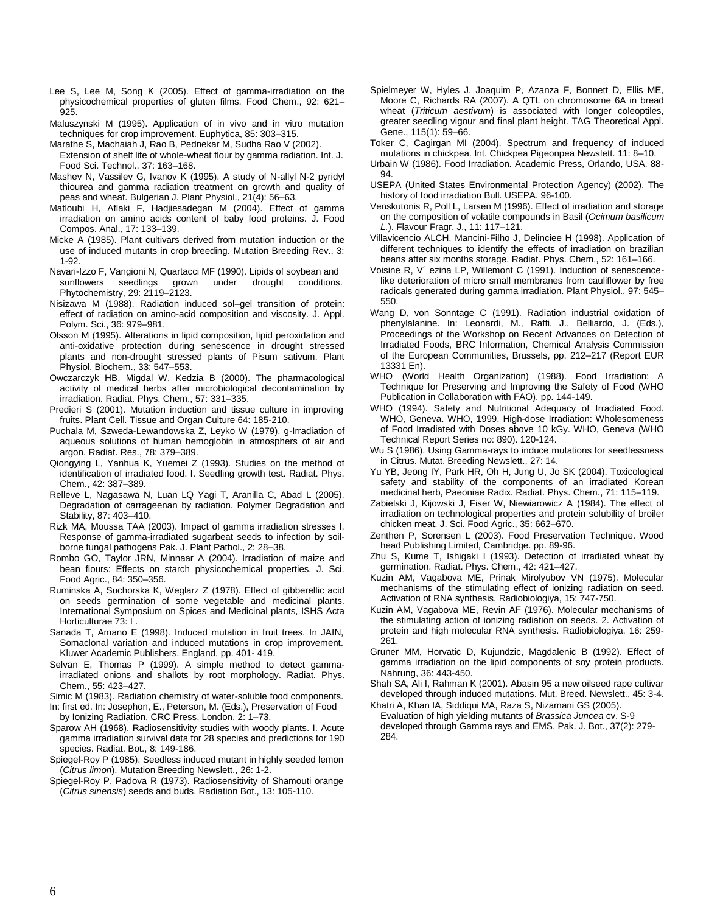Lee S, Lee M, Song K (2005). Effect of gamma-irradiation on the physicochemical properties of gluten films. Food Chem., 92: 621–925.

Maluszynski M (1995). Application of in vivo and in vitro mutation techniques for crop improvement. Euphytica, 85: 303–315.

Marathe S, Machaiah J, Rao B, Pednekar M, Sudha Rao V (2002). Extension of shelf life of whole-wheat flour by gamma radiation. Int. J. Food Sci. Technol., 37: 163–168.

Mashev N, Vassilev G, Ivanov K (1995). A study of N-allyl N-2 pyridyl thiourea and gamma radiation treatment on growth and quality of peas and wheat. Bulgerian J. Plant Physiol., 21(4): 56–63.

Matloubi H, Aflaki F, Hadjiesadegan M (2004). Effect of gamma irradiation on amino acids content of baby food proteins. J. Food Compos. Anal., 17: 133–139.

Micke A (1985). Plant cultivars derived from mutation induction or the use of induced mutants in crop breeding. Mutation Breeding Rev., 3: 1-92.

Navari-Izzo F, Vangioni N, Quartacci MF (1990). Lipids of soybean and sunflowers seedlings grown under drought conditions. Phytochemistry, 29: 2119–2123.

Nisizawa M (1988). Radiation induced sol–gel transition of protein: effect of radiation on amino-acid composition and viscosity. J. Appl. Polym. Sci., 36: 979–981.

Olsson M (1995). Alterations in lipid composition, lipid peroxidation and anti-oxidative protection during senescence in drought stressed plants and non-drought stressed plants of Pisum sativum. Plant Physiol. Biochem., 33: 547–553.

Owczarczyk HB, Migdal W, Kedzia B (2000). The pharmacological activity of medical herbs after microbiological decontamination by irradiation. Radiat. Phys. Chem., 57: 331–335.

Predieri S (2001). Mutation induction and tissue culture in improving fruits. Plant Cell. Tissue and Organ Culture 64: 185-210.

Puchala M, Szweda-Lewandowska Z, Leyko W (1979). g-Irradiation of aqueous solutions of human hemoglobin in atmosphers of air and argon. Radiat. Res., 78: 379–389.

Qiongying L, Yanhua K, Yuemei Z (1993). Studies on the method of identification of irradiated food. I. Seedling growth test. Radiat. Phys. Chem., 42: 387–389.

Relleve L, Nagasawa N, Luan LQ Yagi T, Aranilla C, Abad L (2005). Degradation of carrageenan by radiation. Polymer Degradation and Stability, 87: 403–410.

Rizk MA, Moussa TAA (2003). Impact of gamma irradiation stresses I. Response of gamma-irradiated sugarbeat seeds to infection by soil-borne fungal pathogens Pak. J. Plant Pathol., 2: 28–38.

Rombo GO, Taylor JRN, Minnaar A (2004). Irradiation of maize and bean flours: Effects on starch physicochemical properties. J. Sci. Food Agric., 84: 350–356.

Ruminska A, Suchorska K, Weglarz Z (1978). Effect of gibberellic acid on seeds germination of some vegetable and medicinal plants. International Symposium on Spices and Medicinal plants, ISHS Acta Horticulturae 73: I .

Sanada T, Amano E (1998). Induced mutation in fruit trees. In JAIN, Somaclonal variation and induced mutations in crop improvement. Kluwer Academic Publishers, England, pp. 401- 419.

Selvan E, Thomas P (1999). A simple method to detect gamma-irradiated onions and shallots by root morphology. Radiat. Phys. Chem., 55: 423–427.

Simic M (1983). Radiation chemistry of water-soluble food components. In: first ed. In: Josephon, E., Peterson, M. (Eds.), Preservation of Food by Ionizing Radiation, CRC Press, London, 2: 1–73.

Sparow AH (1968). Radiosensitivity studies with woody plants. I. Acute gamma irradiation survival data for 28 species and predictions for 190 species. Radiat. Bot., 8: 149-186.

Spiegel-Roy P (1985). Seedless induced mutant in highly seeded lemon (*Citrus limon*). Mutation Breeding Newslett., 26: 1-2.

Spiegel-Roy P, Padova R (1973). Radiosensitivity of Shamouti orange (*Citrus sinensis*) seeds and buds. Radiation Bot., 13: 105-110.

Spielmeyer W, Hyles J, Joaquim P, Azanza F, Bonnett D, Ellis ME, Moore C, Richards RA (2007). A QTL on chromosome 6A in bread wheat (*Triticum aestivum*) is associated with longer coleoptiles, greater seedling vigour and final plant height. TAG Theoretical Appl. Gene., 115(1): 59–66.

Toker C, Cagirgan MI (2004). Spectrum and frequency of induced mutations in chickpea. Int. Chickpea Pigeonpea Newslett. 11: 8–10.

Urbain W (1986). Food Irradiation. Academic Press, Orlando, USA. 88-94.

USEPA (United States Environmental Protection Agency) (2002). The history of food irradiation Bull. USEPA. 96-100.

Venskutonis R, Poll L, Larsen M (1996). Effect of irradiation and storage on the composition of volatile compounds in Basil (*Ocimum basilicum L.*). Flavour Fragr. J., 11: 117–121.

Villavicencio ALCH, Mancini-Filho J, Delinciee H (1998). Application of different techniques to identify the effects of irradiation on brazilian beans after six months storage. Radiat. Phys. Chem., 52: 161–166.

Voisine R, V´ ezina LP, Willemont C (1991). Induction of senescence-like deterioration of micro small membranes from cauliflower by free radicals generated during gamma irradiation. Plant Physiol., 97: 545–550.

Wang D, von Sonntage C (1991). Radiation industrial oxidation of phenylalanine. In: Leonardi, M., Raffi, J., Belliardo, J. (Eds.), Proceedings of the Workshop on Recent Advances on Detection of Irradiated Foods, BRC Information, Chemical Analysis Commission of the European Communities, Brussels, pp. 212–217 (Report EUR 13331 En).

WHO (World Health Organization) (1988). Food Irradiation: A Technique for Preserving and Improving the Safety of Food (WHO Publication in Collaboration with FAO). pp. 144-149.

WHO (1994). Safety and Nutritional Adequacy of Irradiated Food. WHO, Geneva. WHO, 1999. High-dose Irradiation: Wholesomeness of Food Irradiated with Doses above 10 kGy. WHO, Geneva (WHO Technical Report Series no: 890). 120-124.

Wu S (1986). Using Gamma-rays to induce mutations for seedlessness in Citrus. Mutat. Breeding Newslett., 27: 14.

Yu YB, Jeong IY, Park HR, Oh H, Jung U, Jo SK (2004). Toxicological safety and stability of the components of an irradiated Korean medicinal herb, Paeoniae Radix. Radiat. Phys. Chem., 71: 115–119.

Zabielski J, Kijowski J, Fiser W, Niewiarowicz A (1984). The effect of irradiation on technological properties and protein solubility of broiler chicken meat. J. Sci. Food Agric., 35: 662–670.

Zenthen P, Sorensen L (2003). Food Preservation Technique. Wood head Publishing Limited, Cambridge. pp. 89-96.

Zhu S, Kume T, Ishigaki I (1993). Detection of irradiated wheat by germination. Radiat. Phys. Chem., 42: 421–427.

Kuzin AM, Vagabova ME, Prinak Mirolyubov VN (1975). Molecular mechanisms of the stimulating effect of ionizing radiation on seed. Activation of RNA synthesis. Radiobiologiya, 15: 747-750.

Kuzin AM, Vagabova ME, Revin AF (1976). Molecular mechanisms of the stimulating action of ionizing radiation on seeds. 2. Activation of protein and high molecular RNA synthesis. Radiobiologiya, 16: 259-261.

Gruner MM, Horvatic D, Kujundzic, Magdalenic B (1992). Effect of gamma irradiation on the lipid components of soy protein products. Nahrung, 36: 443-450.

Shah SA, Ali I, Rahman K (2001). Abasin 95 a new oilseed rape cultivar developed through induced mutations. Mut. Breed. Newslett., 45: 3-4.

Khatri A, Khan IA, Siddiqui MA, Raza S, Nizamani GS (2005). Evaluation of high yielding mutants of *Brassica Juncea* cv. S-9 developed through Gamma rays and EMS. Pak. J. Bot., 37(2): 279-284.